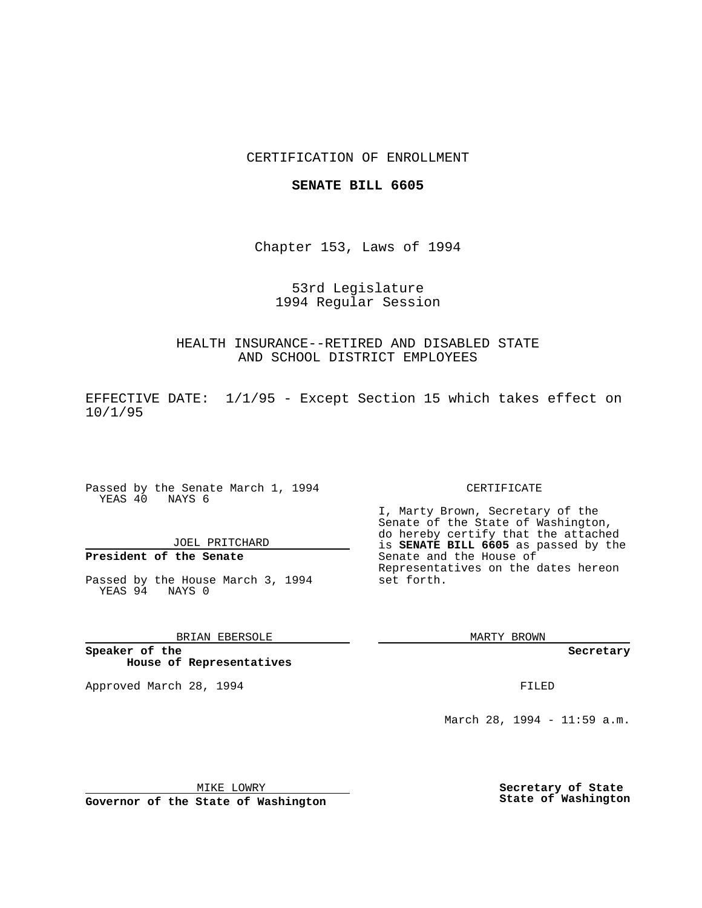CERTIFICATION OF ENROLLMENT

**SENATE BILL 6605**

Chapter 153, Laws of 1994

53rd Legislature
1994 Regular Session

HEALTH INSURANCE--RETIRED AND DISABLED STATE AND SCHOOL DISTRICT EMPLOYEES

EFFECTIVE DATE: 1/1/95 - Except Section 15 which takes effect on 10/1/95

Passed by the Senate March 1, 1994
YEAS 40 NAYS 6

JOEL PRITCHARD

**President of the Senate**

Passed by the House March 3, 1994
YEAS 94 NAYS 0

BRIAN EBERSOLE

**Speaker of the House of Representatives**

CERTIFICATE

I, Marty Brown, Secretary of the Senate of the State of Washington, do hereby certify that the attached is **SENATE BILL 6605** as passed by the Senate and the House of Representatives on the dates hereon set forth.

MARTY BROWN

**Secretary**

Approved March 28, 1994

FILED

March 28, 1994 - 11:59 a.m.

MIKE LOWRY

**Governor of the State of Washington**

**Secretary of State**
**State of Washington**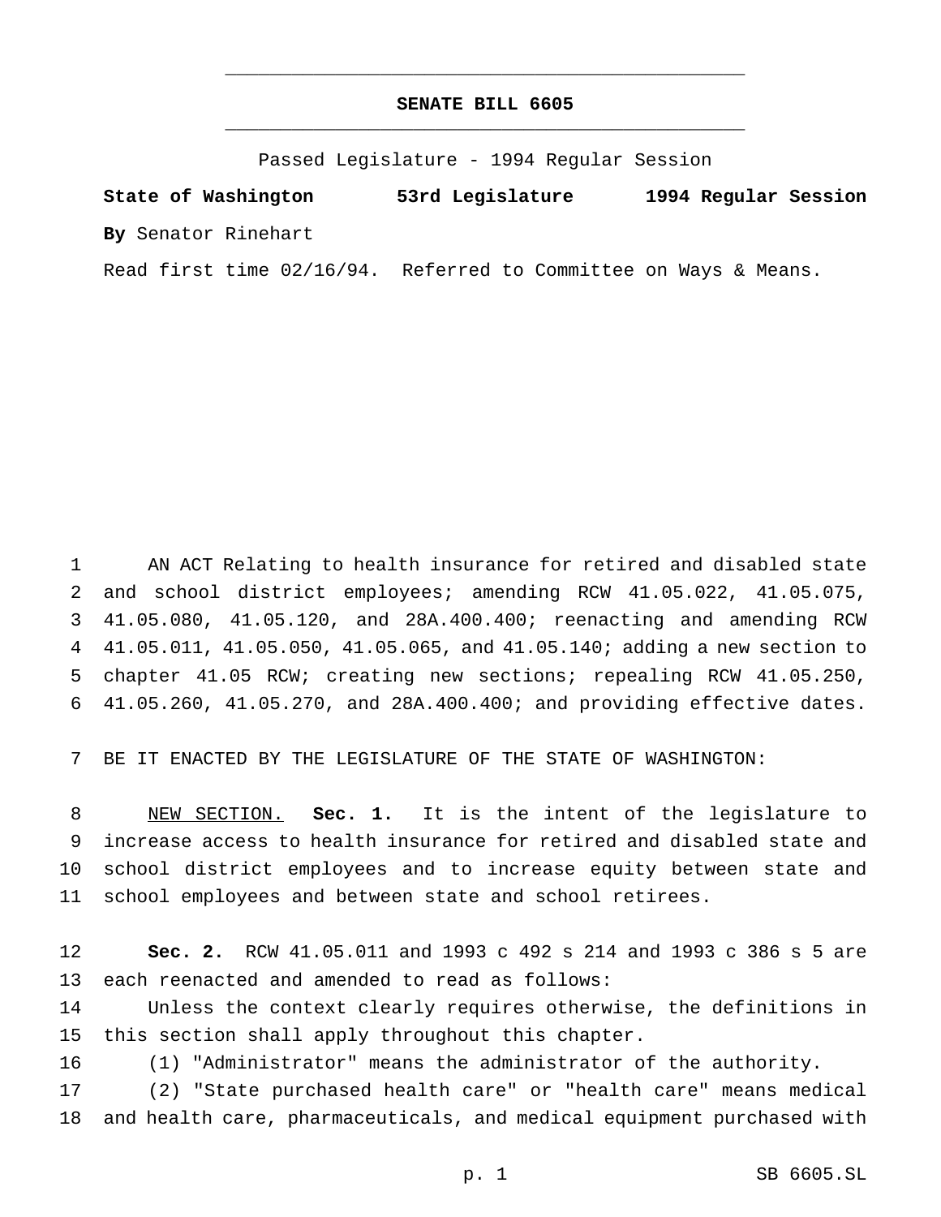# SENATE BILL 6605

Passed Legislature - 1994 Regular Session

**State of Washington 53rd Legislature 1994 Regular Session**

**By** Senator Rinehart

Read first time 02/16/94. Referred to Committee on Ways & Means.

AN ACT Relating to health insurance for retired and disabled state and school district employees; amending RCW 41.05.022, 41.05.075, 41.05.080, 41.05.120, and 28A.400.400; reenacting and amending RCW 41.05.011, 41.05.050, 41.05.065, and 41.05.140; adding a new section to chapter 41.05 RCW; creating new sections; repealing RCW 41.05.250, 41.05.260, 41.05.270, and 28A.400.400; and providing effective dates.

BE IT ENACTED BY THE LEGISLATURE OF THE STATE OF WASHINGTON:

NEW SECTION. **Sec. 1.** It is the intent of the legislature to increase access to health insurance for retired and disabled state and school district employees and to increase equity between state and school employees and between state and school retirees.

**Sec. 2.** RCW 41.05.011 and 1993 c 492 s 214 and 1993 c 386 s 5 are each reenacted and amended to read as follows:

Unless the context clearly requires otherwise, the definitions in this section shall apply throughout this chapter.

(1) "Administrator" means the administrator of the authority.

(2) "State purchased health care" or "health care" means medical and health care, pharmaceuticals, and medical equipment purchased with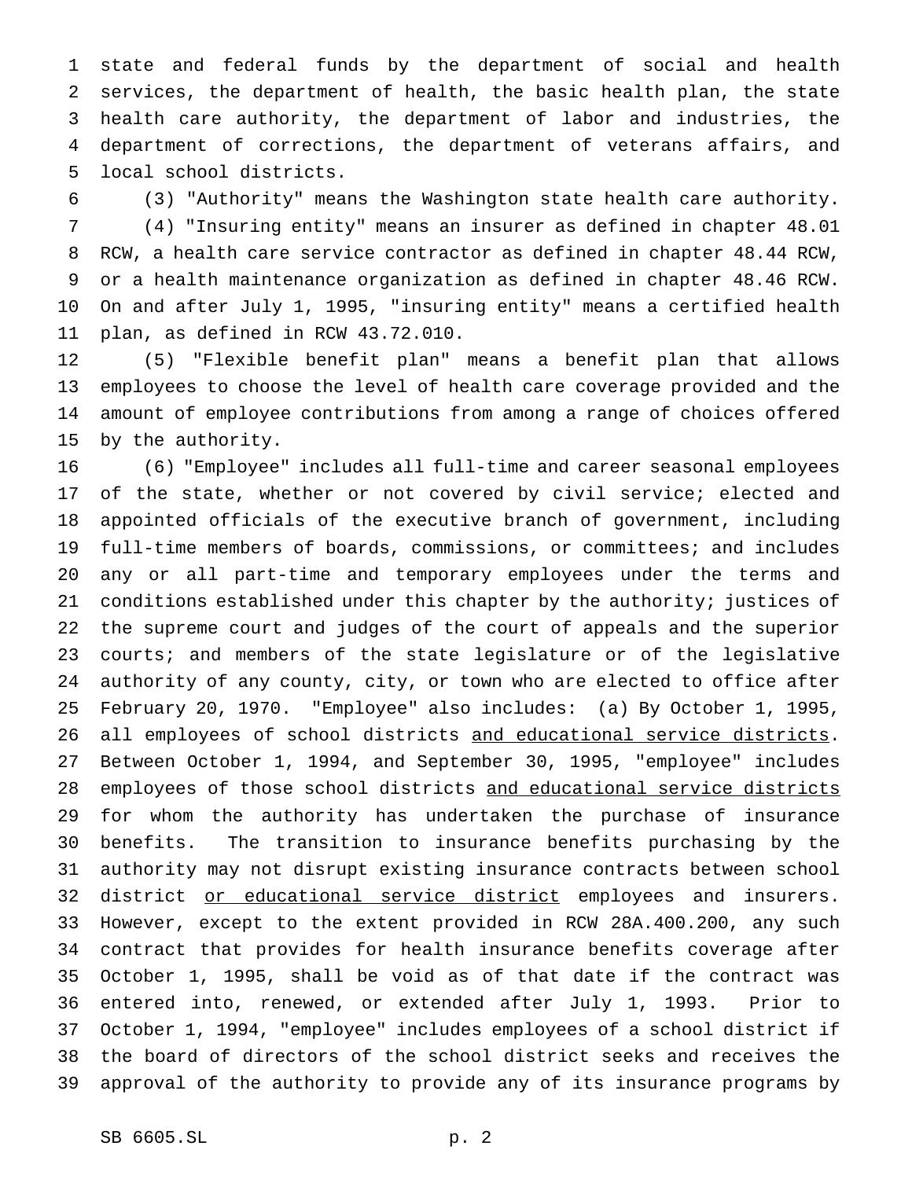state and federal funds by the department of social and health services, the department of health, the basic health plan, the state health care authority, the department of labor and industries, the department of corrections, the department of veterans affairs, and local school districts.

(3) "Authority" means the Washington state health care authority.

(4) "Insuring entity" means an insurer as defined in chapter 48.01 RCW, a health care service contractor as defined in chapter 48.44 RCW, or a health maintenance organization as defined in chapter 48.46 RCW. On and after July 1, 1995, "insuring entity" means a certified health plan, as defined in RCW 43.72.010.

(5) "Flexible benefit plan" means a benefit plan that allows employees to choose the level of health care coverage provided and the amount of employee contributions from among a range of choices offered by the authority.

(6) "Employee" includes all full-time and career seasonal employees of the state, whether or not covered by civil service; elected and appointed officials of the executive branch of government, including full-time members of boards, commissions, or committees; and includes any or all part-time and temporary employees under the terms and conditions established under this chapter by the authority; justices of the supreme court and judges of the court of appeals and the superior courts; and members of the state legislature or of the legislative authority of any county, city, or town who are elected to office after February 20, 1970. "Employee" also includes: (a) By October 1, 1995, all employees of school districts <u>and educational service districts</u>. Between October 1, 1994, and September 30, 1995, "employee" includes employees of those school districts <u>and educational service districts</u> for whom the authority has undertaken the purchase of insurance benefits. The transition to insurance benefits purchasing by the authority may not disrupt existing insurance contracts between school district <u>or educational service district</u> employees and insurers. However, except to the extent provided in RCW 28A.400.200, any such contract that provides for health insurance benefits coverage after October 1, 1995, shall be void as of that date if the contract was entered into, renewed, or extended after July 1, 1993. Prior to October 1, 1994, "employee" includes employees of a school district if the board of directors of the school district seeks and receives the approval of the authority to provide any of its insurance programs by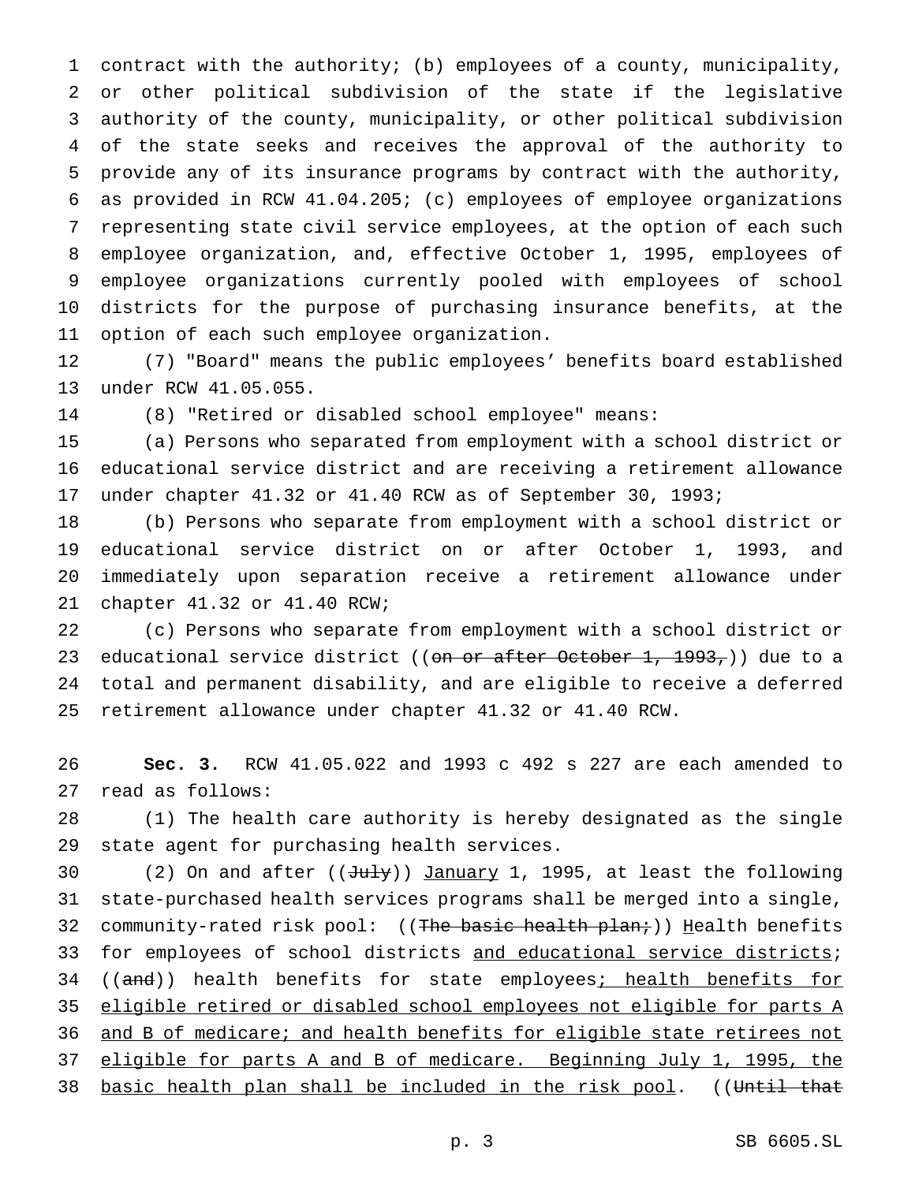contract with the authority; (b) employees of a county, municipality, or other political subdivision of the state if the legislative authority of the county, municipality, or other political subdivision of the state seeks and receives the approval of the authority to provide any of its insurance programs by contract with the authority, as provided in RCW 41.04.205; (c) employees of employee organizations representing state civil service employees, at the option of each such employee organization, and, effective October 1, 1995, employees of employee organizations currently pooled with employees of school districts for the purpose of purchasing insurance benefits, at the option of each such employee organization.

(7) "Board" means the public employees' benefits board established under RCW 41.05.055.

(8) "Retired or disabled school employee" means:

(a) Persons who separated from employment with a school district or educational service district and are receiving a retirement allowance under chapter 41.32 or 41.40 RCW as of September 30, 1993;

(b) Persons who separate from employment with a school district or educational service district on or after October 1, 1993, and immediately upon separation receive a retirement allowance under chapter 41.32 or 41.40 RCW;

(c) Persons who separate from employment with a school district or educational service district ((~~on or after October 1, 1993,~~)) due to a total and permanent disability, and are eligible to receive a deferred retirement allowance under chapter 41.32 or 41.40 RCW.

**Sec. 3.** RCW 41.05.022 and 1993 c 492 s 227 are each amended to read as follows:

(1) The health care authority is hereby designated as the single state agent for purchasing health services.

(2) On and after ((~~July~~)) <u>January</u> 1, 1995, at least the following state-purchased health services programs shall be merged into a single, community-rated risk pool: ((~~The basic health plan;~~)) <u>H</u>ealth benefits for employees of school districts <u>and educational service districts</u>; ((~~and~~)) health benefits for state employees<u>; health benefits for eligible retired or disabled school employees not eligible for parts A and B of medicare; and health benefits for eligible state retirees not eligible for parts A and B of medicare. Beginning July 1, 1995, the basic health plan shall be included in the risk pool</u>. ((~~Until that~~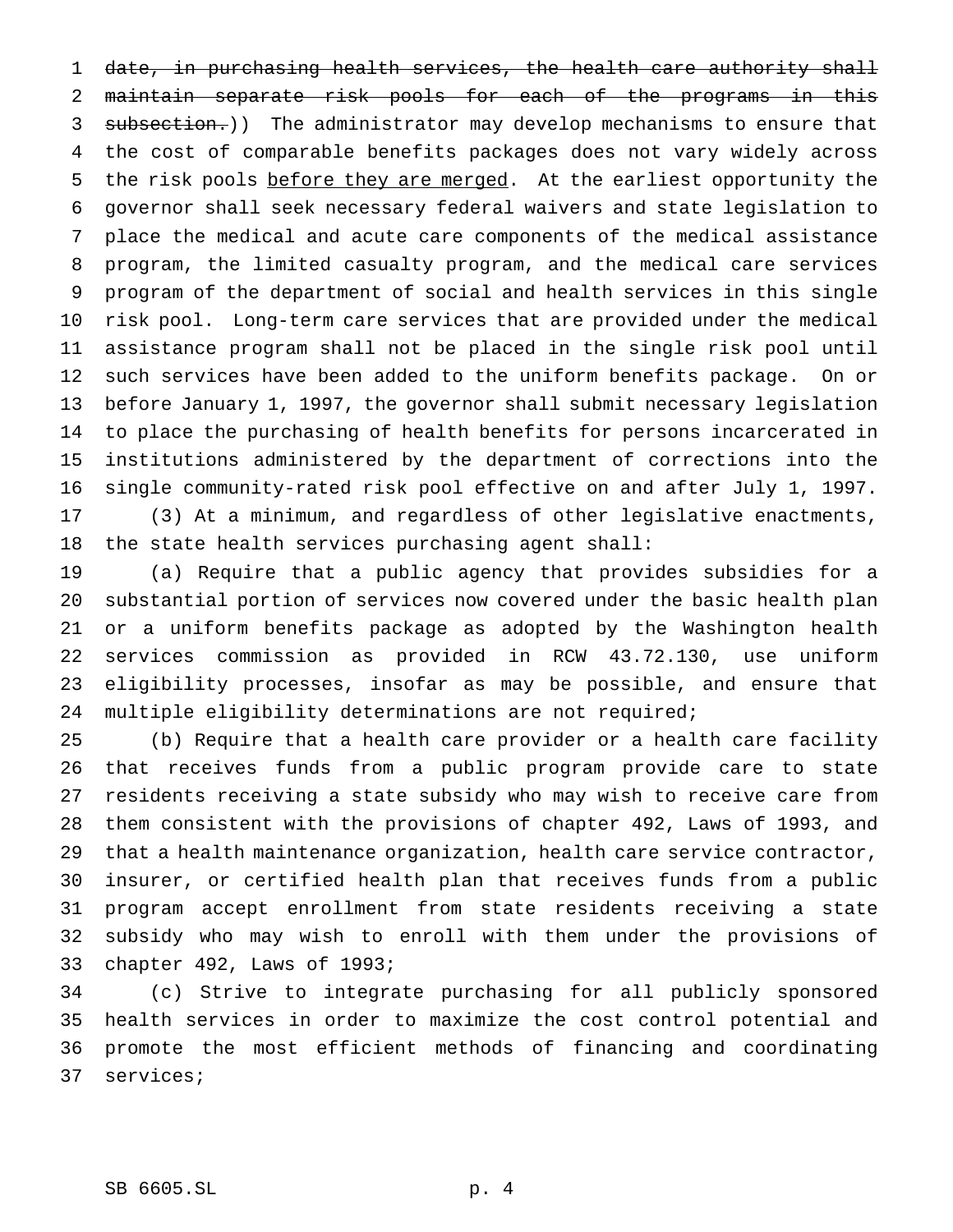~~date, in purchasing health services, the health care authority shall maintain separate risk pools for each of the programs in this subsection.~~)) The administrator may develop mechanisms to ensure that the cost of comparable benefits packages does not vary widely across the risk pools <u>before they are merged</u>. At the earliest opportunity the governor shall seek necessary federal waivers and state legislation to place the medical and acute care components of the medical assistance program, the limited casualty program, and the medical care services program of the department of social and health services in this single risk pool. Long-term care services that are provided under the medical assistance program shall not be placed in the single risk pool until such services have been added to the uniform benefits package. On or before January 1, 1997, the governor shall submit necessary legislation to place the purchasing of health benefits for persons incarcerated in institutions administered by the department of corrections into the single community-rated risk pool effective on and after July 1, 1997.

(3) At a minimum, and regardless of other legislative enactments, the state health services purchasing agent shall:

(a) Require that a public agency that provides subsidies for a substantial portion of services now covered under the basic health plan or a uniform benefits package as adopted by the Washington health services commission as provided in RCW 43.72.130, use uniform eligibility processes, insofar as may be possible, and ensure that multiple eligibility determinations are not required;

(b) Require that a health care provider or a health care facility that receives funds from a public program provide care to state residents receiving a state subsidy who may wish to receive care from them consistent with the provisions of chapter 492, Laws of 1993, and that a health maintenance organization, health care service contractor, insurer, or certified health plan that receives funds from a public program accept enrollment from state residents receiving a state subsidy who may wish to enroll with them under the provisions of chapter 492, Laws of 1993;

(c) Strive to integrate purchasing for all publicly sponsored health services in order to maximize the cost control potential and promote the most efficient methods of financing and coordinating services;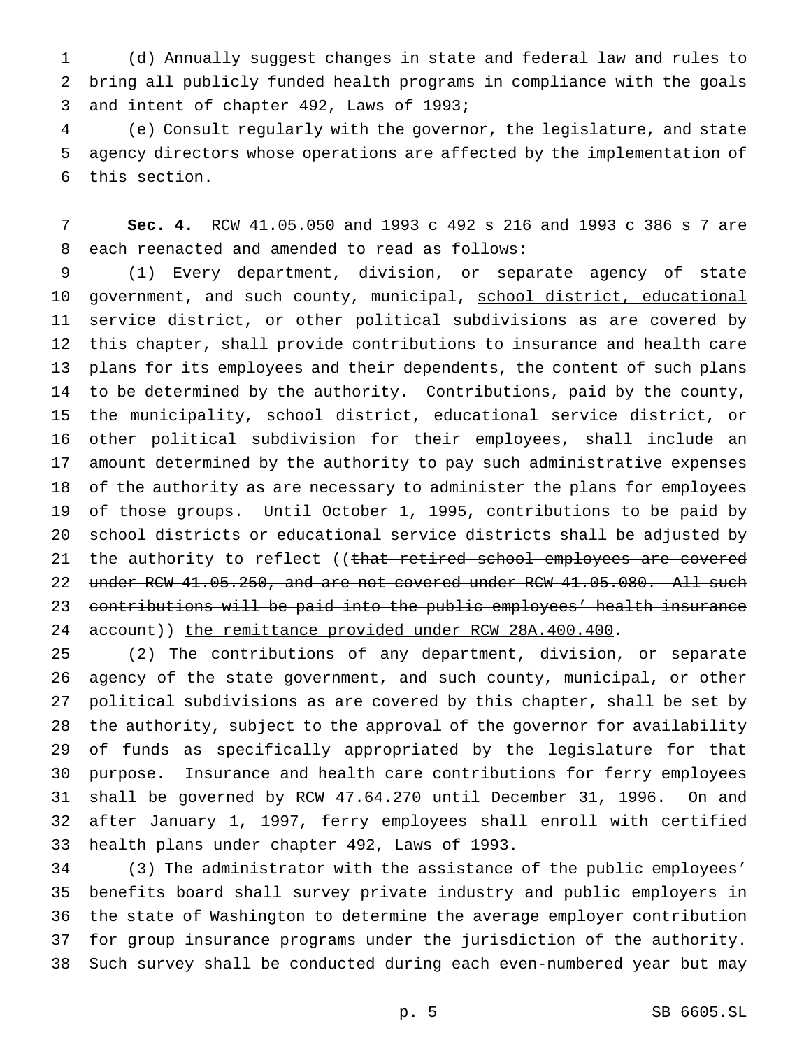(d) Annually suggest changes in state and federal law and rules to bring all publicly funded health programs in compliance with the goals and intent of chapter 492, Laws of 1993;

(e) Consult regularly with the governor, the legislature, and state agency directors whose operations are affected by the implementation of this section.

**Sec. 4.** RCW 41.05.050 and 1993 c 492 s 216 and 1993 c 386 s 7 are each reenacted and amended to read as follows:

(1) Every department, division, or separate agency of state government, and such county, municipal, school district, educational service district, or other political subdivisions as are covered by this chapter, shall provide contributions to insurance and health care plans for its employees and their dependents, the content of such plans to be determined by the authority. Contributions, paid by the county, the municipality, school district, educational service district, or other political subdivision for their employees, shall include an amount determined by the authority to pay such administrative expenses of the authority as are necessary to administer the plans for employees of those groups. Until October 1, 1995, contributions to be paid by school districts or educational service districts shall be adjusted by the authority to reflect ((~~that retired school employees are covered under RCW 41.05.250, and are not covered under RCW 41.05.080. All such contributions will be paid into the public employees' health insurance account~~)) the remittance provided under RCW 28A.400.400.

(2) The contributions of any department, division, or separate agency of the state government, and such county, municipal, or other political subdivisions as are covered by this chapter, shall be set by the authority, subject to the approval of the governor for availability of funds as specifically appropriated by the legislature for that purpose. Insurance and health care contributions for ferry employees shall be governed by RCW 47.64.270 until December 31, 1996. On and after January 1, 1997, ferry employees shall enroll with certified health plans under chapter 492, Laws of 1993.

(3) The administrator with the assistance of the public employees' benefits board shall survey private industry and public employers in the state of Washington to determine the average employer contribution for group insurance programs under the jurisdiction of the authority. Such survey shall be conducted during each even-numbered year but may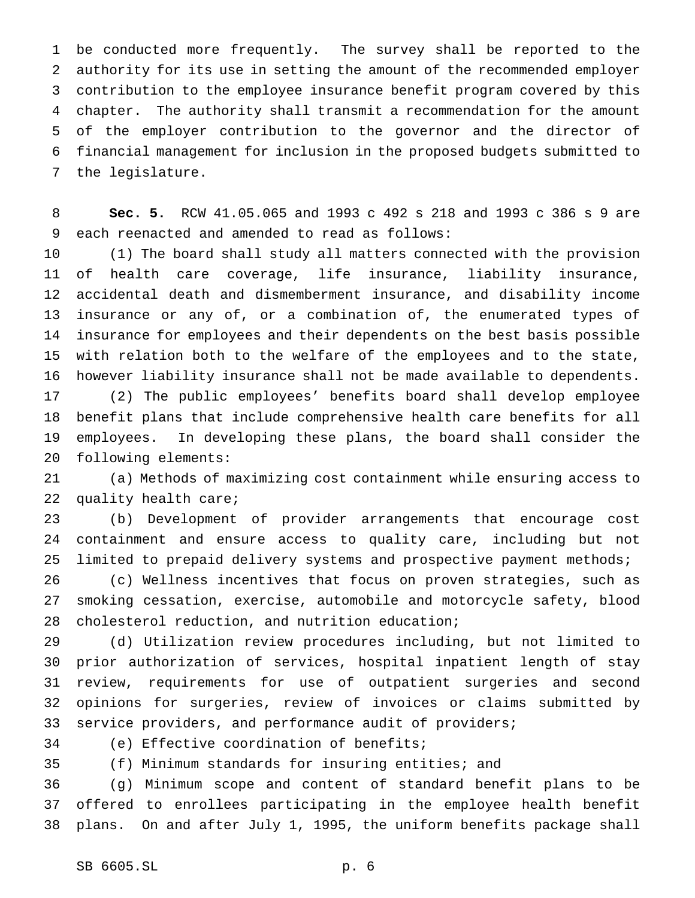be conducted more frequently. The survey shall be reported to the authority for its use in setting the amount of the recommended employer contribution to the employee insurance benefit program covered by this chapter. The authority shall transmit a recommendation for the amount of the employer contribution to the governor and the director of financial management for inclusion in the proposed budgets submitted to the legislature.

**Sec. 5.** RCW 41.05.065 and 1993 c 492 s 218 and 1993 c 386 s 9 are each reenacted and amended to read as follows:

(1) The board shall study all matters connected with the provision of health care coverage, life insurance, liability insurance, accidental death and dismemberment insurance, and disability income insurance or any of, or a combination of, the enumerated types of insurance for employees and their dependents on the best basis possible with relation both to the welfare of the employees and to the state, however liability insurance shall not be made available to dependents.

(2) The public employees' benefits board shall develop employee benefit plans that include comprehensive health care benefits for all employees. In developing these plans, the board shall consider the following elements:

(a) Methods of maximizing cost containment while ensuring access to quality health care;

(b) Development of provider arrangements that encourage cost containment and ensure access to quality care, including but not limited to prepaid delivery systems and prospective payment methods;

(c) Wellness incentives that focus on proven strategies, such as smoking cessation, exercise, automobile and motorcycle safety, blood cholesterol reduction, and nutrition education;

(d) Utilization review procedures including, but not limited to prior authorization of services, hospital inpatient length of stay review, requirements for use of outpatient surgeries and second opinions for surgeries, review of invoices or claims submitted by service providers, and performance audit of providers;

(e) Effective coordination of benefits;

(f) Minimum standards for insuring entities; and

(g) Minimum scope and content of standard benefit plans to be offered to enrollees participating in the employee health benefit plans. On and after July 1, 1995, the uniform benefits package shall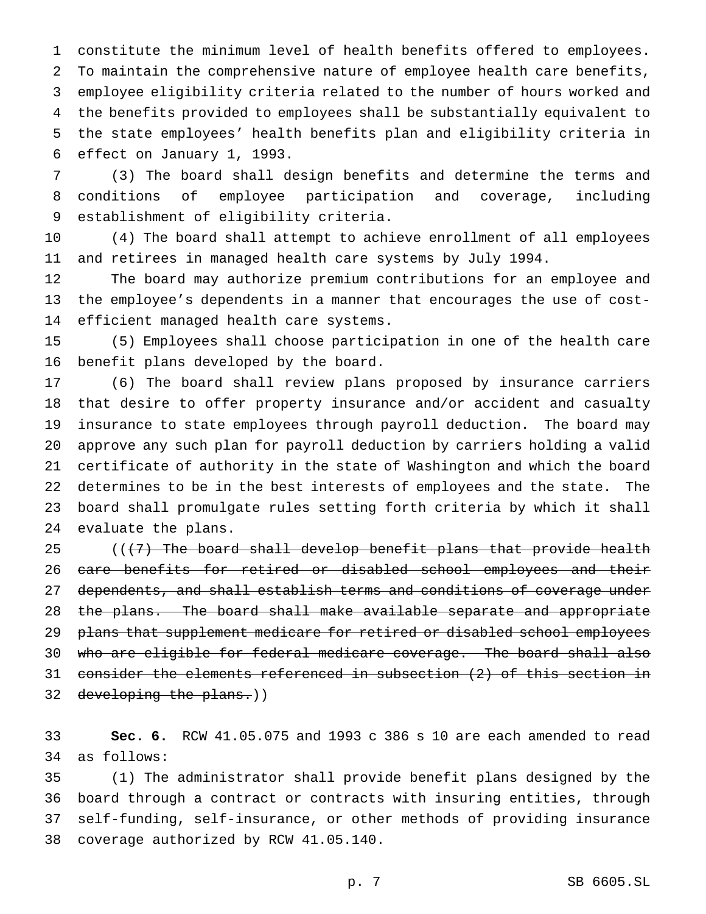constitute the minimum level of health benefits offered to employees. To maintain the comprehensive nature of employee health care benefits, employee eligibility criteria related to the number of hours worked and the benefits provided to employees shall be substantially equivalent to the state employees' health benefits plan and eligibility criteria in effect on January 1, 1993.

(3) The board shall design benefits and determine the terms and conditions of employee participation and coverage, including establishment of eligibility criteria.

(4) The board shall attempt to achieve enrollment of all employees and retirees in managed health care systems by July 1994.

The board may authorize premium contributions for an employee and the employee's dependents in a manner that encourages the use of cost-efficient managed health care systems.

(5) Employees shall choose participation in one of the health care benefit plans developed by the board.

(6) The board shall review plans proposed by insurance carriers that desire to offer property insurance and/or accident and casualty insurance to state employees through payroll deduction. The board may approve any such plan for payroll deduction by carriers holding a valid certificate of authority in the state of Washington and which the board determines to be in the best interests of employees and the state. The board shall promulgate rules setting forth criteria by which it shall evaluate the plans.

((~~(7) The board shall develop benefit plans that provide health care benefits for retired or disabled school employees and their dependents, and shall establish terms and conditions of coverage under the plans. The board shall make available separate and appropriate plans that supplement medicare for retired or disabled school employees who are eligible for federal medicare coverage. The board shall also consider the elements referenced in subsection (2) of this section in developing the plans.~~))

**Sec. 6.** RCW 41.05.075 and 1993 c 386 s 10 are each amended to read as follows:

(1) The administrator shall provide benefit plans designed by the board through a contract or contracts with insuring entities, through self-funding, self-insurance, or other methods of providing insurance coverage authorized by RCW 41.05.140.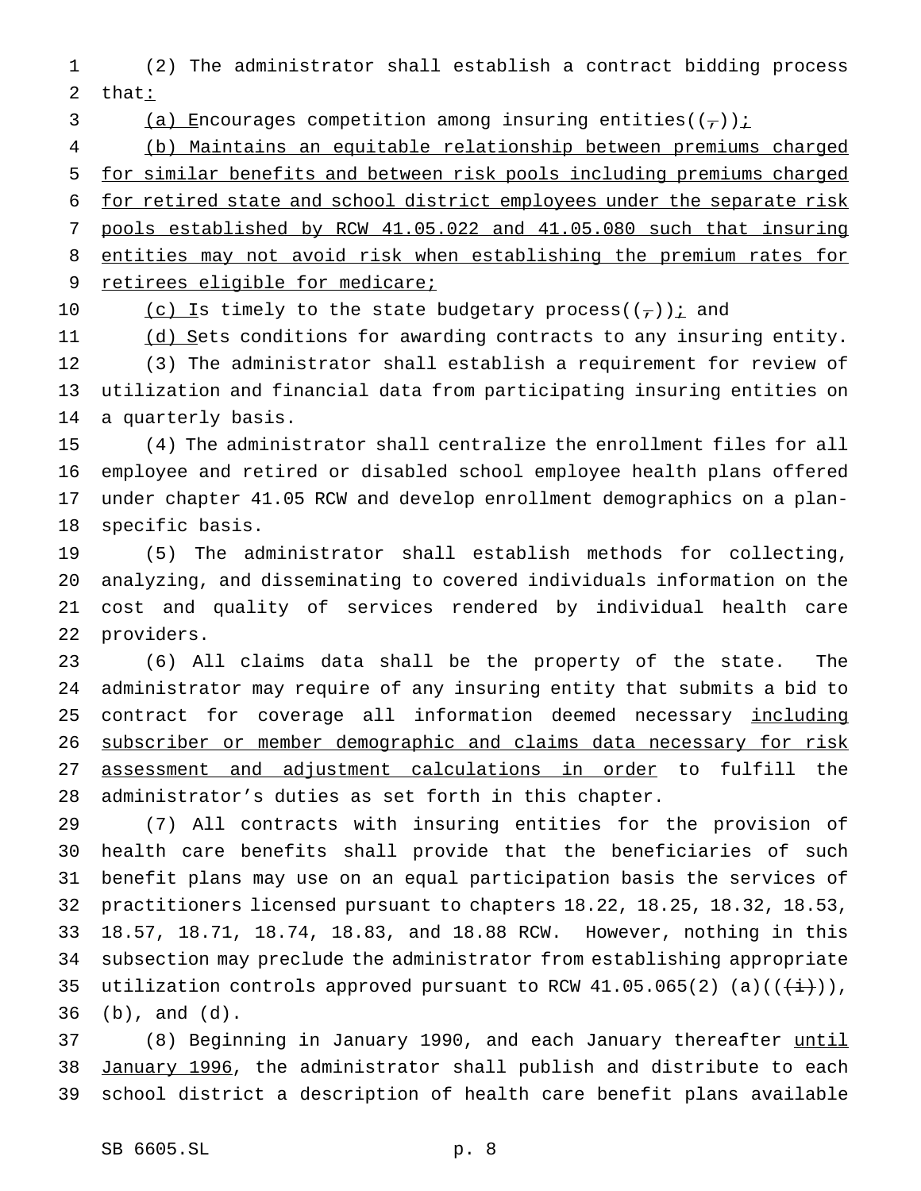(2) The administrator shall establish a contract bidding process that:

(a) Encourages competition among insuring entities((,));

(b) Maintains an equitable relationship between premiums charged for similar benefits and between risk pools including premiums charged for retired state and school district employees under the separate risk pools established by RCW 41.05.022 and 41.05.080 such that insuring entities may not avoid risk when establishing the premium rates for retirees eligible for medicare;

(c) Is timely to the state budgetary process((,)); and

(d) Sets conditions for awarding contracts to any insuring entity.

(3) The administrator shall establish a requirement for review of utilization and financial data from participating insuring entities on a quarterly basis.

(4) The administrator shall centralize the enrollment files for all employee and retired or disabled school employee health plans offered under chapter 41.05 RCW and develop enrollment demographics on a plan-specific basis.

(5) The administrator shall establish methods for collecting, analyzing, and disseminating to covered individuals information on the cost and quality of services rendered by individual health care providers.

(6) All claims data shall be the property of the state. The administrator may require of any insuring entity that submits a bid to contract for coverage all information deemed necessary including subscriber or member demographic and claims data necessary for risk assessment and adjustment calculations in order to fulfill the administrator's duties as set forth in this chapter.

(7) All contracts with insuring entities for the provision of health care benefits shall provide that the beneficiaries of such benefit plans may use on an equal participation basis the services of practitioners licensed pursuant to chapters 18.22, 18.25, 18.32, 18.53, 18.57, 18.71, 18.74, 18.83, and 18.88 RCW. However, nothing in this subsection may preclude the administrator from establishing appropriate utilization controls approved pursuant to RCW 41.05.065(2) (a)(((i))), (b), and (d).

(8) Beginning in January 1990, and each January thereafter until January 1996, the administrator shall publish and distribute to each school district a description of health care benefit plans available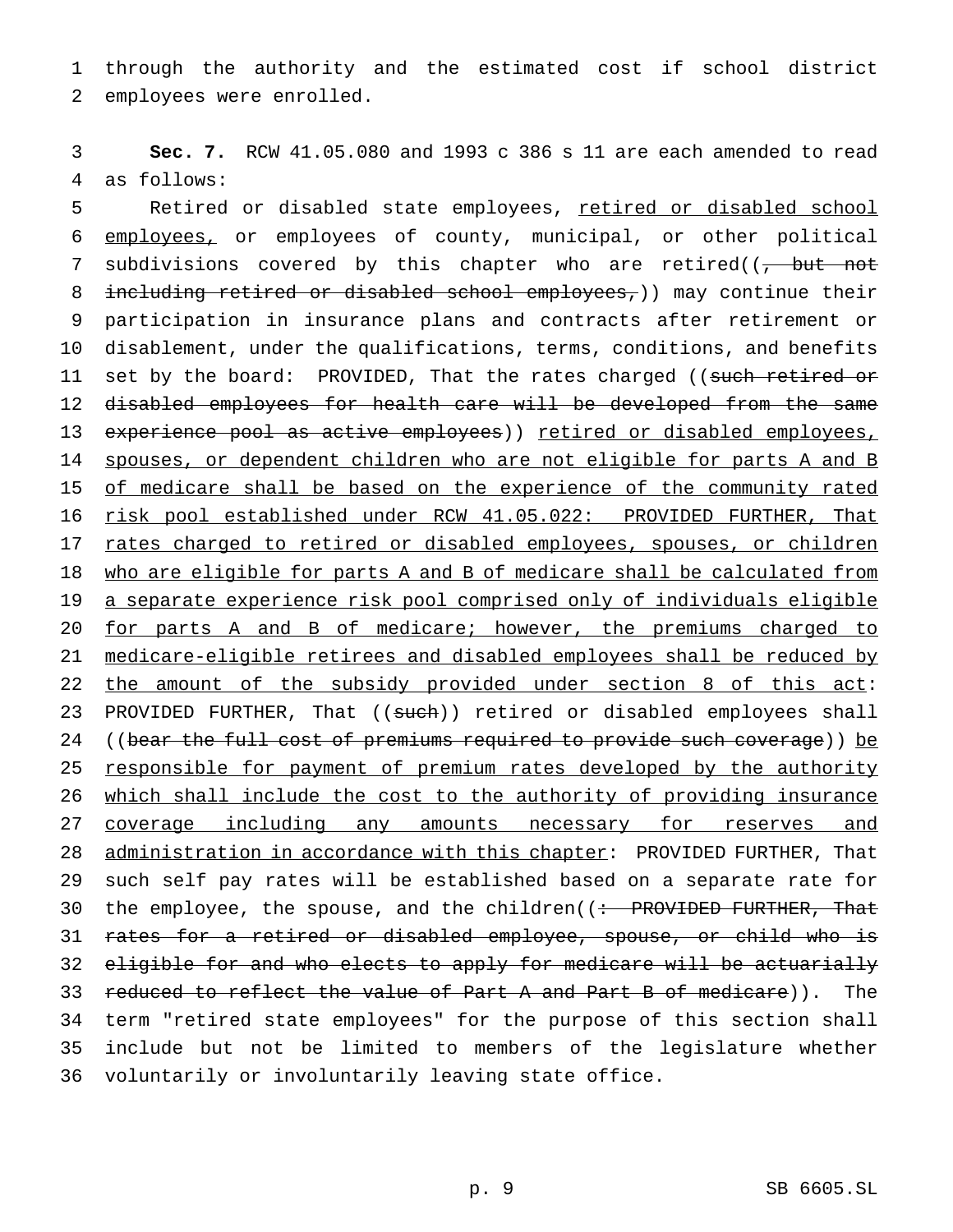through the authority and the estimated cost if school district employees were enrolled.

**Sec. 7.** RCW 41.05.080 and 1993 c 386 s 11 are each amended to read as follows:

Retired or disabled state employees, <u>retired or disabled school employees,</u> or employees of county, municipal, or other political subdivisions covered by this chapter who are retired((~~, but not including retired or disabled school employees,~~)) may continue their participation in insurance plans and contracts after retirement or disablement, under the qualifications, terms, conditions, and benefits set by the board: PROVIDED, That the rates charged ((~~such retired or disabled employees for health care will be developed from the same experience pool as active employees~~)) <u>retired or disabled employees, spouses, or dependent children who are not eligible for parts A and B of medicare shall be based on the experience of the community rated risk pool established under RCW 41.05.022: PROVIDED FURTHER, That rates charged to retired or disabled employees, spouses, or children who are eligible for parts A and B of medicare shall be calculated from a separate experience risk pool comprised only of individuals eligible for parts A and B of medicare; however, the premiums charged to medicare-eligible retirees and disabled employees shall be reduced by the amount of the subsidy provided under section 8 of this act</u>: PROVIDED FURTHER, That ((~~such~~)) retired or disabled employees shall ((~~bear the full cost of premiums required to provide such coverage~~)) <u>be responsible for payment of premium rates developed by the authority which shall include the cost to the authority of providing insurance coverage including any amounts necessary for reserves and administration in accordance with this chapter</u>: PROVIDED FURTHER, That such self pay rates will be established based on a separate rate for the employee, the spouse, and the children((~~: PROVIDED FURTHER, That rates for a retired or disabled employee, spouse, or child who is eligible for and who elects to apply for medicare will be actuarially reduced to reflect the value of Part A and Part B of medicare~~)). The term "retired state employees" for the purpose of this section shall include but not be limited to members of the legislature whether voluntarily or involuntarily leaving state office.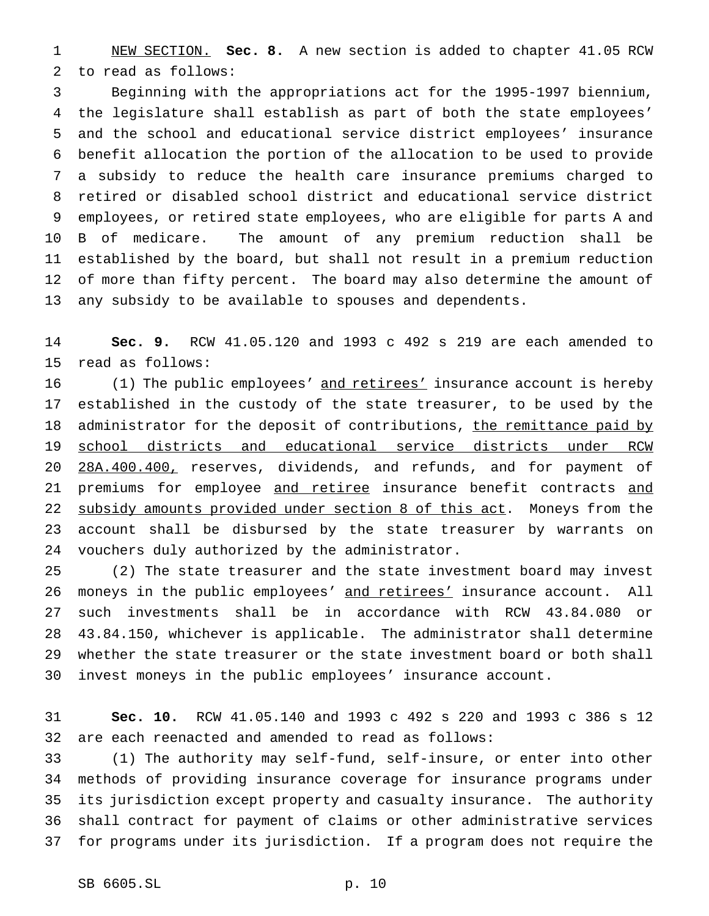NEW SECTION. **Sec. 8.** A new section is added to chapter 41.05 RCW to read as follows:

Beginning with the appropriations act for the 1995-1997 biennium, the legislature shall establish as part of both the state employees' and the school and educational service district employees' insurance benefit allocation the portion of the allocation to be used to provide a subsidy to reduce the health care insurance premiums charged to retired or disabled school district and educational service district employees, or retired state employees, who are eligible for parts A and B of medicare. The amount of any premium reduction shall be established by the board, but shall not result in a premium reduction of more than fifty percent. The board may also determine the amount of any subsidy to be available to spouses and dependents.

**Sec. 9.** RCW 41.05.120 and 1993 c 492 s 219 are each amended to read as follows:

(1) The public employees' and retirees' insurance account is hereby established in the custody of the state treasurer, to be used by the administrator for the deposit of contributions, the remittance paid by school districts and educational service districts under RCW 28A.400.400, reserves, dividends, and refunds, and for payment of premiums for employee and retiree insurance benefit contracts and subsidy amounts provided under section 8 of this act. Moneys from the account shall be disbursed by the state treasurer by warrants on vouchers duly authorized by the administrator.

(2) The state treasurer and the state investment board may invest moneys in the public employees' and retirees' insurance account. All such investments shall be in accordance with RCW 43.84.080 or 43.84.150, whichever is applicable. The administrator shall determine whether the state treasurer or the state investment board or both shall invest moneys in the public employees' insurance account.

**Sec. 10.** RCW 41.05.140 and 1993 c 492 s 220 and 1993 c 386 s 12 are each reenacted and amended to read as follows:

(1) The authority may self-fund, self-insure, or enter into other methods of providing insurance coverage for insurance programs under its jurisdiction except property and casualty insurance. The authority shall contract for payment of claims or other administrative services for programs under its jurisdiction. If a program does not require the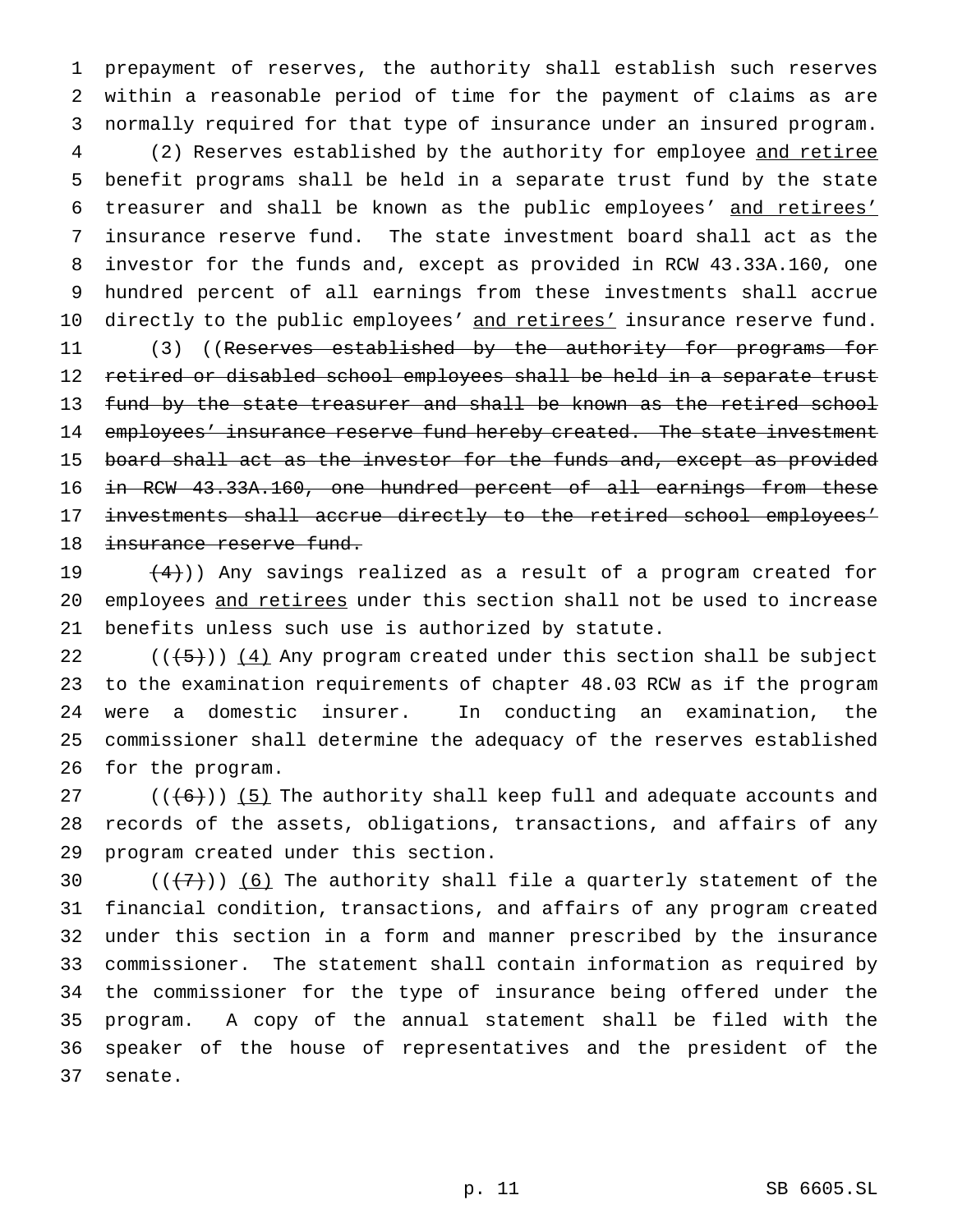prepayment of reserves, the authority shall establish such reserves within a reasonable period of time for the payment of claims as are normally required for that type of insurance under an insured program.

(2) Reserves established by the authority for employee and retiree benefit programs shall be held in a separate trust fund by the state treasurer and shall be known as the public employees' and retirees' insurance reserve fund. The state investment board shall act as the investor for the funds and, except as provided in RCW 43.33A.160, one hundred percent of all earnings from these investments shall accrue directly to the public employees' and retirees' insurance reserve fund.

(3) ((~~Reserves established by the authority for programs for retired or disabled school employees shall be held in a separate trust fund by the state treasurer and shall be known as the retired school employees' insurance reserve fund hereby created. The state investment board shall act as the investor for the funds and, except as provided in RCW 43.33A.160, one hundred percent of all earnings from these investments shall accrue directly to the retired school employees' insurance reserve fund.~~

~~(4)~~)) Any savings realized as a result of a program created for employees and retirees under this section shall not be used to increase benefits unless such use is authorized by statute.

((~~(5)~~)) (4) Any program created under this section shall be subject to the examination requirements of chapter 48.03 RCW as if the program were a domestic insurer. In conducting an examination, the commissioner shall determine the adequacy of the reserves established for the program.

((~~(6)~~)) (5) The authority shall keep full and adequate accounts and records of the assets, obligations, transactions, and affairs of any program created under this section.

((~~(7)~~)) (6) The authority shall file a quarterly statement of the financial condition, transactions, and affairs of any program created under this section in a form and manner prescribed by the insurance commissioner. The statement shall contain information as required by the commissioner for the type of insurance being offered under the program. A copy of the annual statement shall be filed with the speaker of the house of representatives and the president of the senate.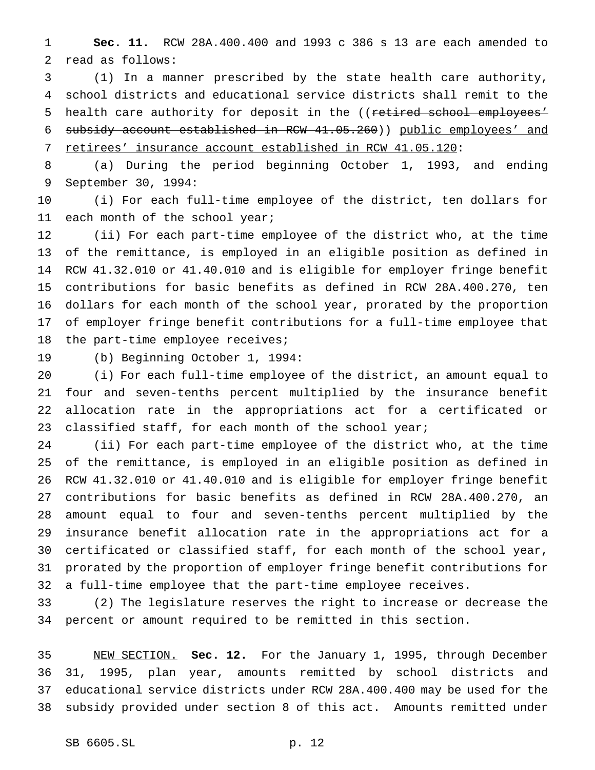**Sec. 11.** RCW 28A.400.400 and 1993 c 386 s 13 are each amended to read as follows:

(1) In a manner prescribed by the state health care authority, school districts and educational service districts shall remit to the health care authority for deposit in the ((~~retired school employees' subsidy account established in RCW 41.05.260~~)) <u>public employees' and retirees' insurance account established in RCW 41.05.120</u>:

(a) During the period beginning October 1, 1993, and ending September 30, 1994:

(i) For each full-time employee of the district, ten dollars for each month of the school year;

(ii) For each part-time employee of the district who, at the time of the remittance, is employed in an eligible position as defined in RCW 41.32.010 or 41.40.010 and is eligible for employer fringe benefit contributions for basic benefits as defined in RCW 28A.400.270, ten dollars for each month of the school year, prorated by the proportion of employer fringe benefit contributions for a full-time employee that the part-time employee receives;

(b) Beginning October 1, 1994:

(i) For each full-time employee of the district, an amount equal to four and seven-tenths percent multiplied by the insurance benefit allocation rate in the appropriations act for a certificated or classified staff, for each month of the school year;

(ii) For each part-time employee of the district who, at the time of the remittance, is employed in an eligible position as defined in RCW 41.32.010 or 41.40.010 and is eligible for employer fringe benefit contributions for basic benefits as defined in RCW 28A.400.270, an amount equal to four and seven-tenths percent multiplied by the insurance benefit allocation rate in the appropriations act for a certificated or classified staff, for each month of the school year, prorated by the proportion of employer fringe benefit contributions for a full-time employee that the part-time employee receives.

(2) The legislature reserves the right to increase or decrease the percent or amount required to be remitted in this section.

<u>NEW SECTION.</u> **Sec. 12.** For the January 1, 1995, through December 31, 1995, plan year, amounts remitted by school districts and educational service districts under RCW 28A.400.400 may be used for the subsidy provided under section 8 of this act. Amounts remitted under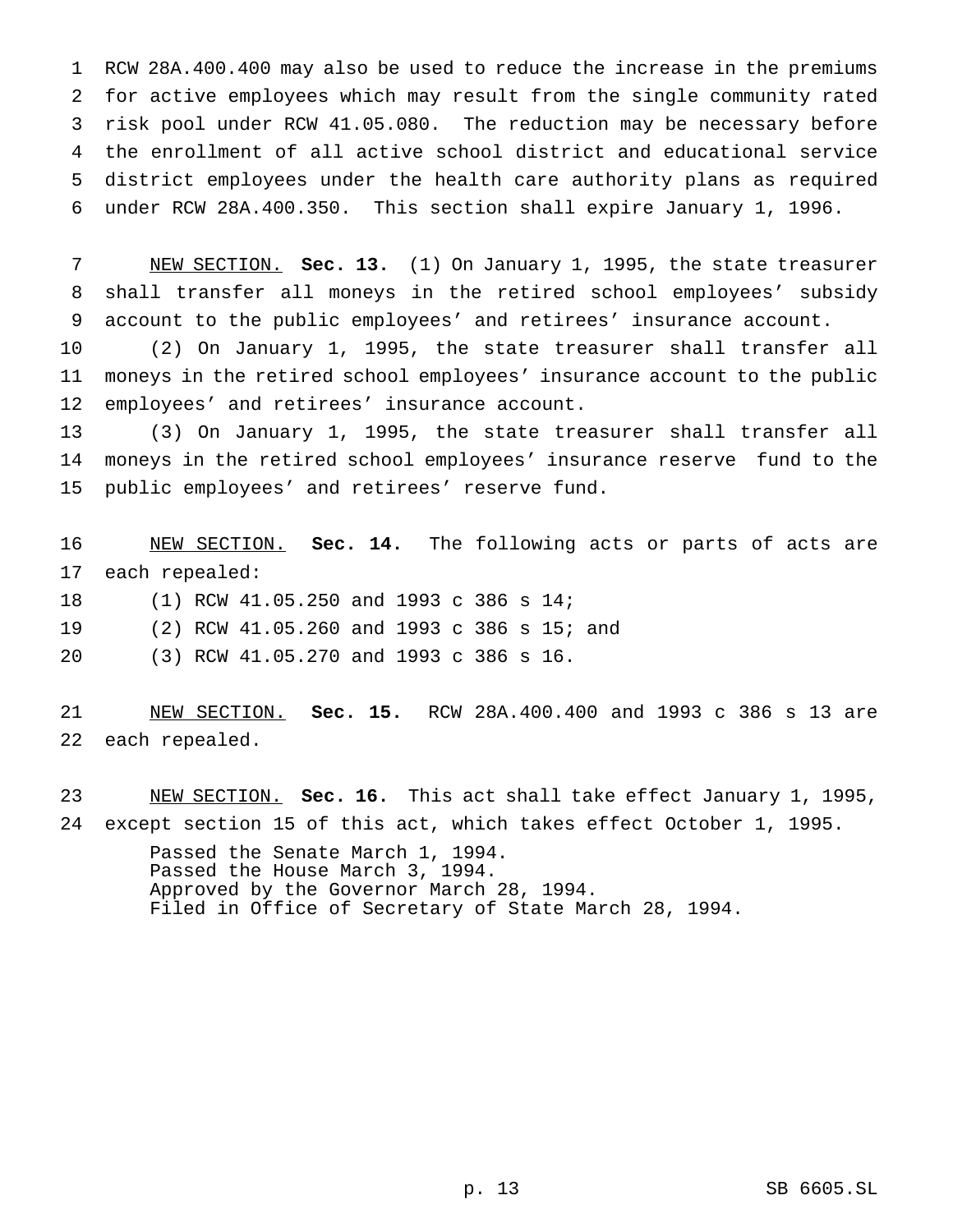RCW 28A.400.400 may also be used to reduce the increase in the premiums for active employees which may result from the single community rated risk pool under RCW 41.05.080. The reduction may be necessary before the enrollment of all active school district and educational service district employees under the health care authority plans as required under RCW 28A.400.350. This section shall expire January 1, 1996.

NEW SECTION. **Sec. 13.** (1) On January 1, 1995, the state treasurer shall transfer all moneys in the retired school employees' subsidy account to the public employees' and retirees' insurance account.

(2) On January 1, 1995, the state treasurer shall transfer all moneys in the retired school employees' insurance account to the public employees' and retirees' insurance account.

(3) On January 1, 1995, the state treasurer shall transfer all moneys in the retired school employees' insurance reserve fund to the public employees' and retirees' reserve fund.

NEW SECTION. **Sec. 14.** The following acts or parts of acts are each repealed:

(1) RCW 41.05.250 and 1993 c 386 s 14;

(2) RCW 41.05.260 and 1993 c 386 s 15; and

(3) RCW 41.05.270 and 1993 c 386 s 16.

NEW SECTION. **Sec. 15.** RCW 28A.400.400 and 1993 c 386 s 13 are each repealed.

NEW SECTION. **Sec. 16.** This act shall take effect January 1, 1995, except section 15 of this act, which takes effect October 1, 1995.

Passed the Senate March 1, 1994.
Passed the House March 3, 1994.
Approved by the Governor March 28, 1994.
Filed in Office of Secretary of State March 28, 1994.